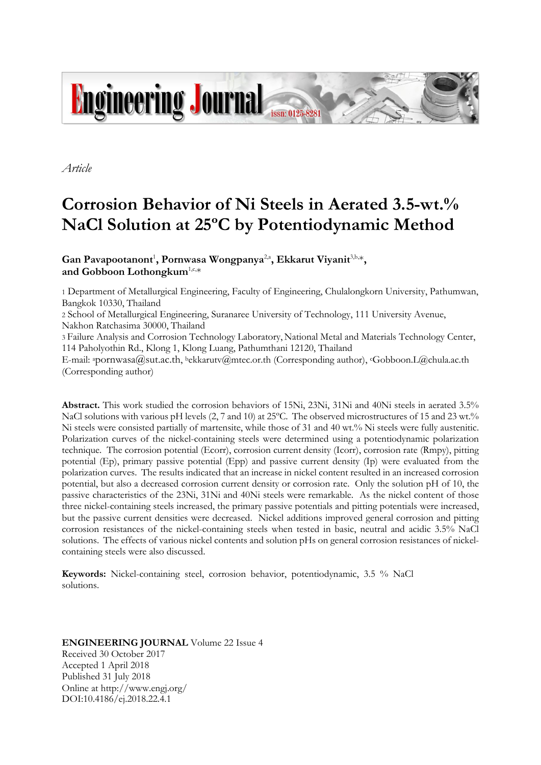*Article*

# Corrosion Behavior of Ni Steels in Aerated 3.5-wt.% NaCl Solution at 25ºC by Potentiodynamic Method

**Gan Pavapootanont**[1], **Pornwasa Wongpanya**[2,a], **Ekkarut Viyanit**[3,b,*], **and Gobboon Lothongkum**[1,c,*]

1 Department of Metallurgical Engineering, Faculty of Engineering, Chulalongkorn University, Pathumwan, Bangkok 10330, Thailand
2 School of Metallurgical Engineering, Suranaree University of Technology, 111 University Avenue, Nakhon Ratchasima 30000, Thailand
3 Failure Analysis and Corrosion Technology Laboratory, National Metal and Materials Technology Center, 114 Paholyothin Rd., Klong 1, Klong Luang, Pathumthani 12120, Thailand
E-mail: [a]pornwasa@sut.ac.th, [b]ekkarutv@mtec.or.th (Corresponding author), [c]Gobboon.L@chula.ac.th (Corresponding author)

**Abstract.** This work studied the corrosion behaviors of 15Ni, 23Ni, 31Ni and 40Ni steels in aerated 3.5% NaCl solutions with various pH levels (2, 7 and 10) at 25ºC. The observed microstructures of 15 and 23 wt.% Ni steels were consisted partially of martensite, while those of 31 and 40 wt.% Ni steels were fully austenitic. Polarization curves of the nickel-containing steels were determined using a potentiodynamic polarization technique. The corrosion potential (Ecorr), corrosion current density (Icorr), corrosion rate (Rmpy), pitting potential (Ep), primary passive potential (Epp) and passive current density (Ip) were evaluated from the polarization curves. The results indicated that an increase in nickel content resulted in an increased corrosion potential, but also a decreased corrosion current density or corrosion rate. Only the solution pH of 10, the passive characteristics of the 23Ni, 31Ni and 40Ni steels were remarkable. As the nickel content of those three nickel-containing steels increased, the primary passive potentials and pitting potentials were increased, but the passive current densities were decreased. Nickel additions improved general corrosion and pitting corrosion resistances of the nickel-containing steels when tested in basic, neutral and acidic 3.5% NaCl solutions. The effects of various nickel contents and solution pHs on general corrosion resistances of nickel-containing steels were also discussed.

**Keywords:** Nickel-containing steel, corrosion behavior, potentiodynamic, 3.5 % NaCl solutions.

**ENGINEERING JOURNAL** Volume 22 Issue 4
Received 30 October 2017
Accepted 1 April 2018
Published 31 July 2018
Online at http://www.engj.org/
DOI:10.4186/ej.2018.22.4.1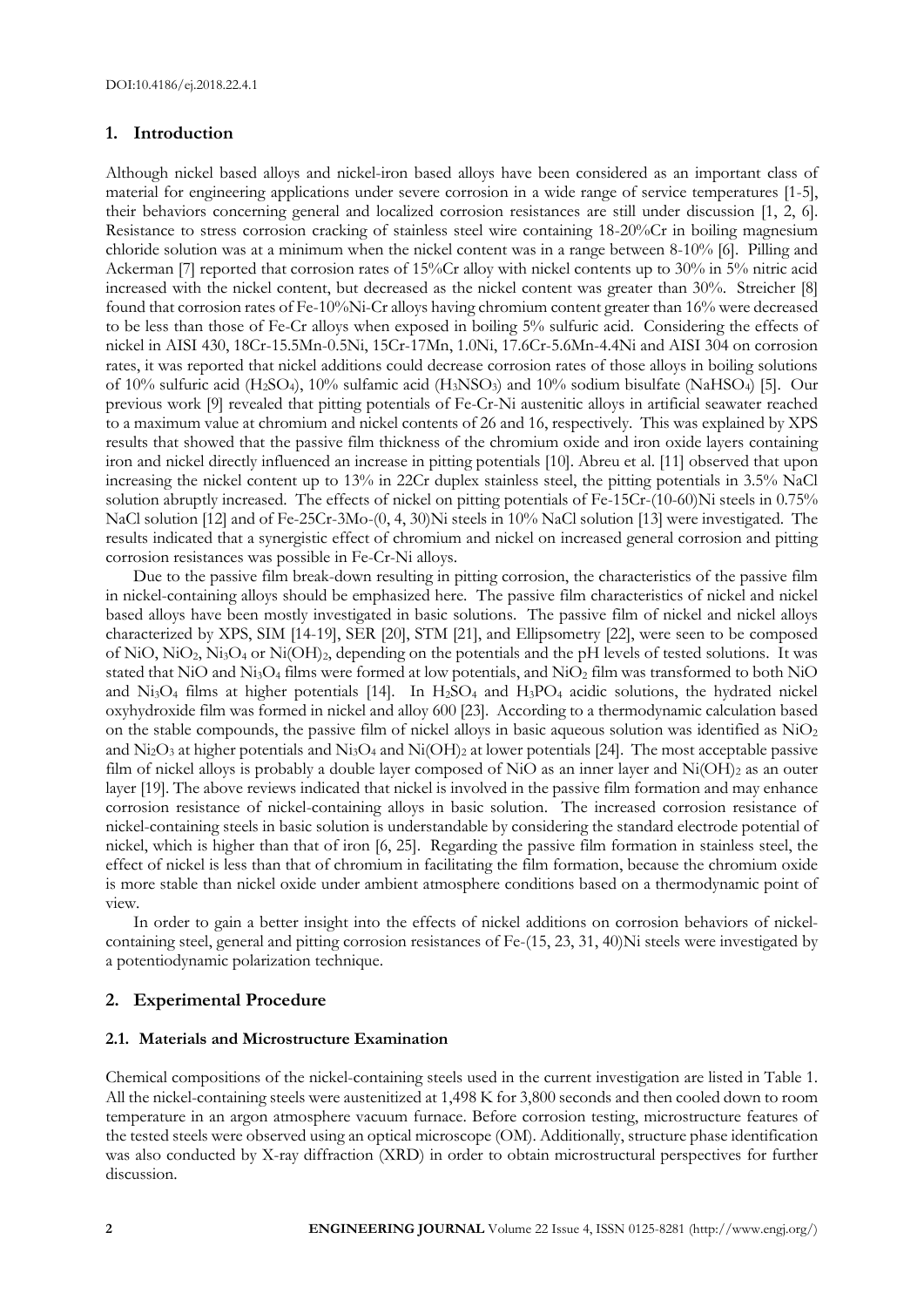## 1. Introduction

Although nickel based alloys and nickel-iron based alloys have been considered as an important class of material for engineering applications under severe corrosion in a wide range of service temperatures [1-5], their behaviors concerning general and localized corrosion resistances are still under discussion [1, 2, 6]. Resistance to stress corrosion cracking of stainless steel wire containing 18-20%Cr in boiling magnesium chloride solution was at a minimum when the nickel content was in a range between 8-10% [6]. Pilling and Ackerman [7] reported that corrosion rates of 15%Cr alloy with nickel contents up to 30% in 5% nitric acid increased with the nickel content, but decreased as the nickel content was greater than 30%. Streicher [8] found that corrosion rates of Fe-10%Ni-Cr alloys having chromium content greater than 16% were decreased to be less than those of Fe-Cr alloys when exposed in boiling 5% sulfuric acid. Considering the effects of nickel in AISI 430, 18Cr-15.5Mn-0.5Ni, 15Cr-17Mn, 1.0Ni, 17.6Cr-5.6Mn-4.4Ni and AISI 304 on corrosion rates, it was reported that nickel additions could decrease corrosion rates of those alloys in boiling solutions of 10% sulfuric acid ($H_2SO_4$), 10% sulfamic acid ($H_3NSO_3$) and 10% sodium bisulfate ($NaHSO_4$) [5]. Our previous work [9] revealed that pitting potentials of Fe-Cr-Ni austenitic alloys in artificial seawater reached to a maximum value at chromium and nickel contents of 26 and 16, respectively. This was explained by XPS results that showed that the passive film thickness of the chromium oxide and iron oxide layers containing iron and nickel directly influenced an increase in pitting potentials [10]. Abreu et al. [11] observed that upon increasing the nickel content up to 13% in 22Cr duplex stainless steel, the pitting potentials in 3.5% NaCl solution abruptly increased. The effects of nickel on pitting potentials of Fe-15Cr-(10-60)Ni steels in 0.75% NaCl solution [12] and of Fe-25Cr-3Mo-(0, 4, 30)Ni steels in 10% NaCl solution [13] were investigated. The results indicated that a synergistic effect of chromium and nickel on increased general corrosion and pitting corrosion resistances was possible in Fe-Cr-Ni alloys.

Due to the passive film break-down resulting in pitting corrosion, the characteristics of the passive film in nickel-containing alloys should be emphasized here. The passive film characteristics of nickel and nickel based alloys have been mostly investigated in basic solutions. The passive film of nickel and nickel alloys characterized by XPS, SIM [14-19], SER [20], STM [21], and Ellipsometry [22], were seen to be composed of NiO, $NiO_2$, $Ni_3O_4$ or $Ni(OH)_2$, depending on the potentials and the pH levels of tested solutions. It was stated that NiO and $Ni_3O_4$ films were formed at low potentials, and $NiO_2$ film was transformed to both NiO and $Ni_3O_4$ films at higher potentials [14]. In $H_2SO_4$ and $H_3PO_4$ acidic solutions, the hydrated nickel oxyhydroxide film was formed in nickel and alloy 600 [23]. According to a thermodynamic calculation based on the stable compounds, the passive film of nickel alloys in basic aqueous solution was identified as $NiO_2$ and $Ni_2O_3$ at higher potentials and $Ni_3O_4$ and $Ni(OH)_2$ at lower potentials [24]. The most acceptable passive film of nickel alloys is probably a double layer composed of NiO as an inner layer and $Ni(OH)_2$ as an outer layer [19]. The above reviews indicated that nickel is involved in the passive film formation and may enhance corrosion resistance of nickel-containing alloys in basic solution. The increased corrosion resistance of nickel-containing steels in basic solution is understandable by considering the standard electrode potential of nickel, which is higher than that of iron [6, 25]. Regarding the passive film formation in stainless steel, the effect of nickel is less than that of chromium in facilitating the film formation, because the chromium oxide is more stable than nickel oxide under ambient atmosphere conditions based on a thermodynamic point of view.

In order to gain a better insight into the effects of nickel additions on corrosion behaviors of nickel-containing steel, general and pitting corrosion resistances of Fe-(15, 23, 31, 40)Ni steels were investigated by a potentiodynamic polarization technique.

## 2. Experimental Procedure

### 2.1. Materials and Microstructure Examination

Chemical compositions of the nickel-containing steels used in the current investigation are listed in Table 1. All the nickel-containing steels were austenitized at 1,498 K for 3,800 seconds and then cooled down to room temperature in an argon atmosphere vacuum furnace. Before corrosion testing, microstructure features of the tested steels were observed using an optical microscope (OM). Additionally, structure phase identification was also conducted by X-ray diffraction (XRD) in order to obtain microstructural perspectives for further discussion.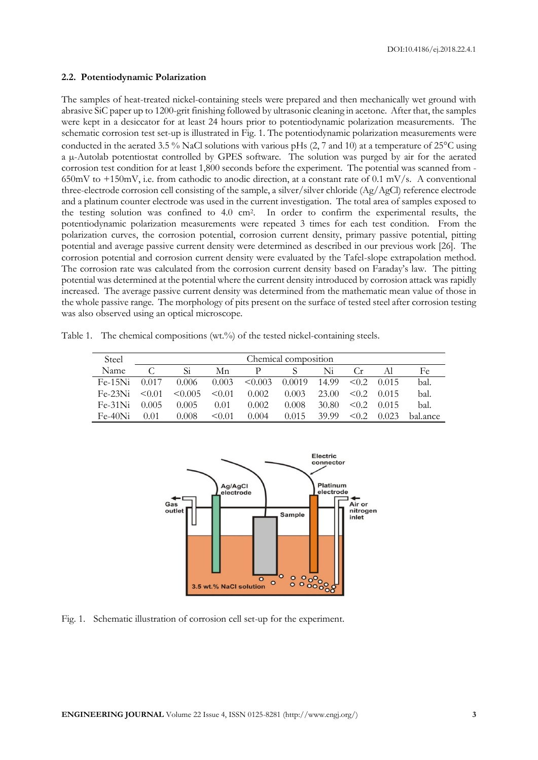### 2.2. Potentiodynamic Polarization

The samples of heat-treated nickel-containing steels were prepared and then mechanically wet ground with abrasive SiC paper up to 1200-grit finishing followed by ultrasonic cleaning in acetone. After that, the samples were kept in a desiccator for at least 24 hours prior to potentiodynamic polarization measurements. The schematic corrosion test set-up is illustrated in Fig. 1. The potentiodynamic polarization measurements were conducted in the aerated 3.5 % NaCl solutions with various pHs (2, 7 and 10) at a temperature of 25°C using a μ-Autolab potentiostat controlled by GPES software. The solution was purged by air for the aerated corrosion test condition for at least 1,800 seconds before the experiment. The potential was scanned from -650mV to +150mV, i.e. from cathodic to anodic direction, at a constant rate of 0.1 mV/s. A conventional three-electrode corrosion cell consisting of the sample, a silver/silver chloride (Ag/AgCl) reference electrode and a platinum counter electrode was used in the current investigation. The total area of samples exposed to the testing solution was confined to 4.0 $cm^2$. In order to confirm the experimental results, the potentiodynamic polarization measurements were repeated 3 times for each test condition. From the polarization curves, the corrosion potential, corrosion current density, primary passive potential, pitting potential and average passive current density were determined as described in our previous work [26]. The corrosion potential and corrosion current density were evaluated by the Tafel-slope extrapolation method. The corrosion rate was calculated from the corrosion current density based on Faraday's law. The pitting potential was determined at the potential where the current density introduced by corrosion attack was rapidly increased. The average passive current density was determined from the mathematic mean value of those in the whole passive range. The morphology of pits present on the surface of tested steel after corrosion testing was also observed using an optical microscope.

Table 1. The chemical compositions (wt.%) of the tested nickel-containing steels.

| Steel Name | Chemical composition | | | | | | | | |
|---|---|---|---|---|---|---|---|---|---|
| | C | Si | Mn | P | S | Ni | Cr | Al | Fe |
| Fe-15Ni | 0.017 | 0.006 | 0.003 | <0.003 | 0.0019 | 14.99 | <0.2 | 0.015 | bal. |
| Fe-23Ni | <0.01 | <0.005 | <0.01 | 0.002 | 0.003 | 23.00 | <0.2 | 0.015 | bal. |
| Fe-31Ni | 0.005 | 0.005 | 0.01 | 0.002 | 0.008 | 30.80 | <0.2 | 0.015 | bal. |
| Fe-40Ni | 0.01 | 0.008 | <0.01 | 0.004 | 0.015 | 39.99 | <0.2 | 0.023 | bal.ance |

Fig. 1. Schematic illustration of corrosion cell set-up for the experiment.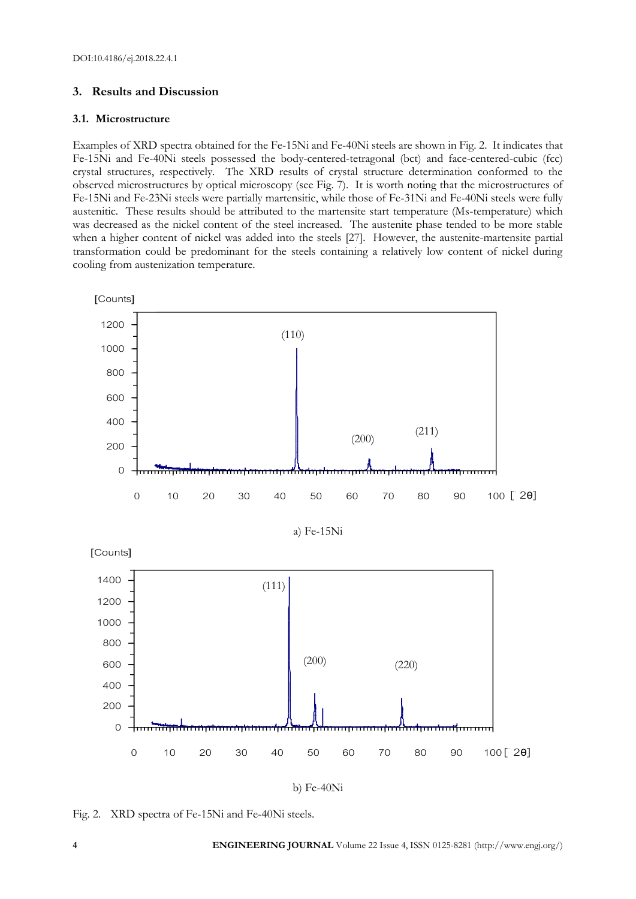## 3. Results and Discussion

### 3.1. Microstructure

Examples of XRD spectra obtained for the Fe-15Ni and Fe-40Ni steels are shown in Fig. 2. It indicates that Fe-15Ni and Fe-40Ni steels possessed the body-centered-tetragonal (bct) and face-centered-cubic (fcc) crystal structures, respectively. The XRD results of crystal structure determination conformed to the observed microstructures by optical microscopy (see Fig. 7). It is worth noting that the microstructures of Fe-15Ni and Fe-23Ni steels were partially martensitic, while those of Fe-31Ni and Fe-40Ni steels were fully austenitic. These results should be attributed to the martensite start temperature (Ms-temperature) which was decreased as the nickel content of the steel increased. The austenite phase tended to be more stable when a higher content of nickel was added into the steels [27]. However, the austenite-martensite partial transformation could be predominant for the steels containing a relatively low content of nickel during cooling from austenization temperature.

a) Fe-15Ni

b) Fe-40Ni

Fig. 2. XRD spectra of Fe-15Ni and Fe-40Ni steels.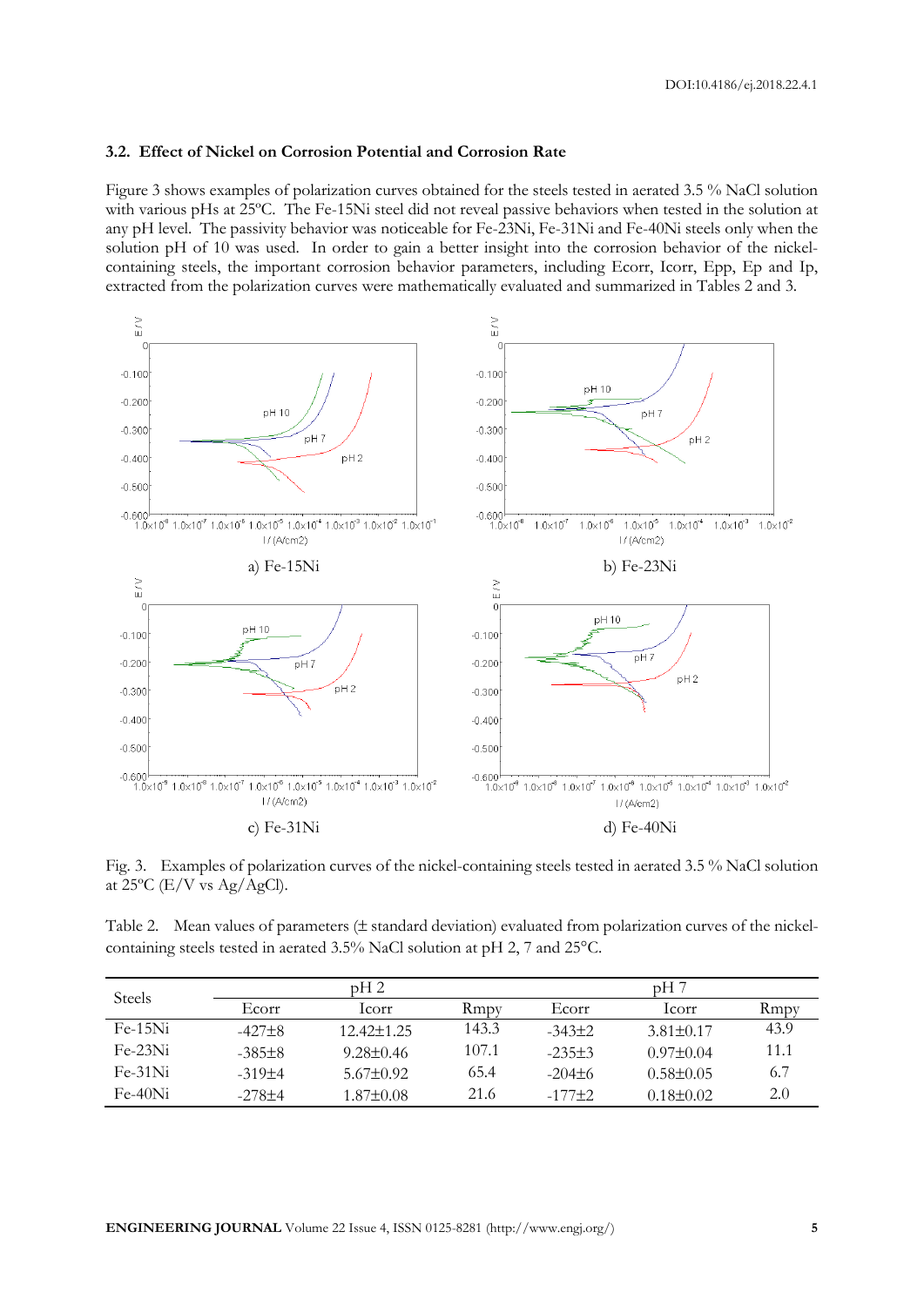### 3.2. Effect of Nickel on Corrosion Potential and Corrosion Rate

Figure 3 shows examples of polarization curves obtained for the steels tested in aerated 3.5 % NaCl solution with various pHs at 25ºC. The Fe-15Ni steel did not reveal passive behaviors when tested in the solution at any pH level. The passivity behavior was noticeable for Fe-23Ni, Fe-31Ni and Fe-40Ni steels only when the solution pH of 10 was used. In order to gain a better insight into the corrosion behavior of the nickel-containing steels, the important corrosion behavior parameters, including Ecorr, Icorr, Epp, Ep and Ip, extracted from the polarization curves were mathematically evaluated and summarized in Tables 2 and 3.

a) Fe-15Ni

b) Fe-23Ni

c) Fe-31Ni

d) Fe-40Ni

Fig. 3. Examples of polarization curves of the nickel-containing steels tested in aerated 3.5 % NaCl solution at 25ºC (E/V vs Ag/AgCl).

Table 2. Mean values of parameters (± standard deviation) evaluated from polarization curves of the nickel-containing steels tested in aerated 3.5% NaCl solution at pH 2, 7 and 25°C.

| Steels | pH 2 | | | pH 7 | | |
|---|---|---|---|---|---|---|
| | Ecorr | Icorr | Rmpy | Ecorr | Icorr | Rmpy |
| Fe-15Ni | -427±8 | 12.42±1.25 | 143.3 | -343±2 | 3.81±0.17 | 43.9 |
| Fe-23Ni | -385±8 | 9.28±0.46 | 107.1 | -235±3 | 0.97±0.04 | 11.1 |
| Fe-31Ni | -319±4 | 5.67±0.92 | 65.4 | -204±6 | 0.58±0.05 | 6.7 |
| Fe-40Ni | -278±4 | 1.87±0.08 | 21.6 | -177±2 | 0.18±0.02 | 2.0 |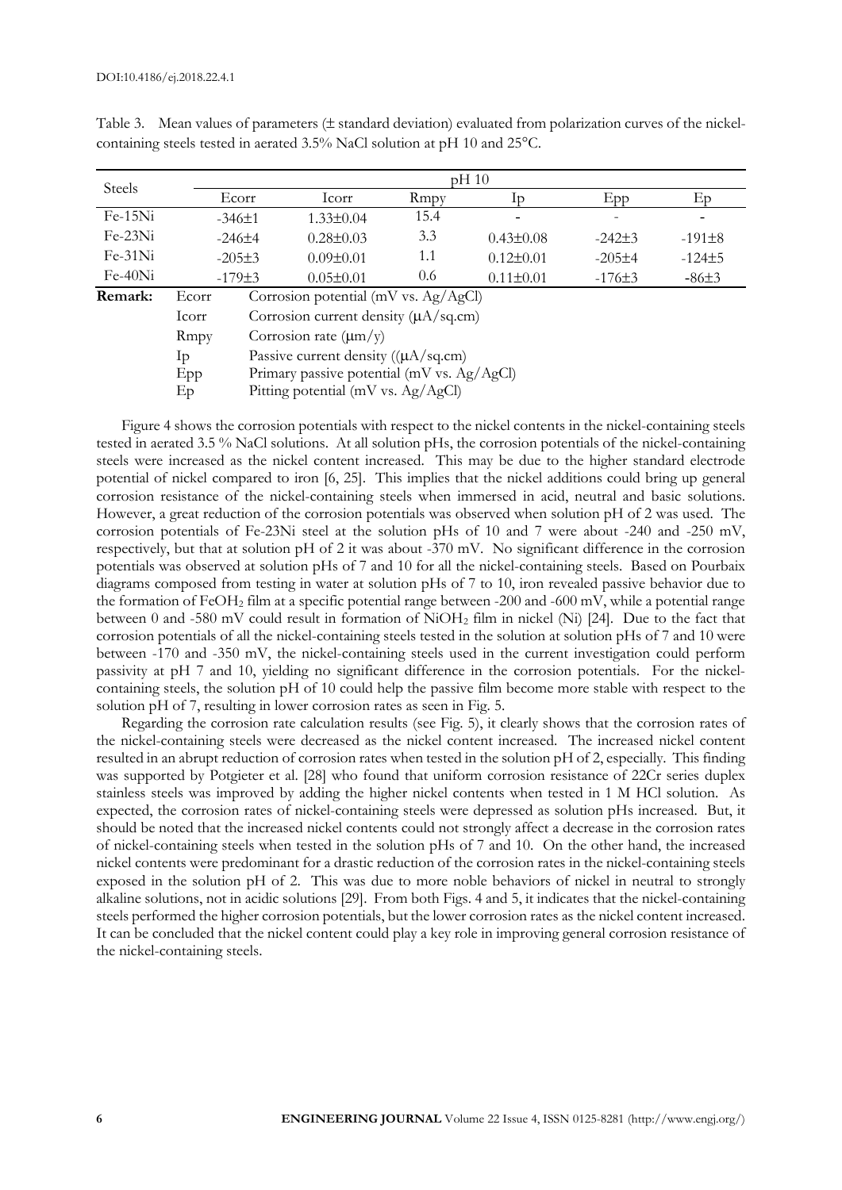Table 3. Mean values of parameters (± standard deviation) evaluated from polarization curves of the nickel-containing steels tested in aerated 3.5% NaCl solution at pH 10 and 25°C.

| Steels | pH 10 | | | | | |
|---|---|---|---|---|---|---|
| | Ecorr | Icorr | Rmpy | Ip | Epp | Ep |
| Fe-15Ni | -346±1 | 1.33±0.04 | 15.4 | - | - | - |
| Fe-23Ni | -246±4 | 0.28±0.03 | 3.3 | 0.43±0.08 | -242±3 | -191±8 |
| Fe-31Ni | -205±3 | 0.09±0.01 | 1.1 | 0.12±0.01 | -205±4 | -124±5 |
| Fe-40Ni | -179±3 | 0.05±0.01 | 0.6 | 0.11±0.01 | -176±3 | -86±3 |

**Remark:**

| | |
|---|---|
| Ecorr | Corrosion potential (mV vs. Ag/AgCl) |
| Icorr | Corrosion current density (μA/sq.cm) |
| Rmpy | Corrosion rate (μm/y) |
| Ip | Passive current density ((μA/sq.cm) |
| Epp | Primary passive potential (mV vs. Ag/AgCl) |
| Ep | Pitting potential (mV vs. Ag/AgCl) |

Figure 4 shows the corrosion potentials with respect to the nickel contents in the nickel-containing steels tested in aerated 3.5 % NaCl solutions. At all solution pHs, the corrosion potentials of the nickel-containing steels were increased as the nickel content increased. This may be due to the higher standard electrode potential of nickel compared to iron [6, 25]. This implies that the nickel additions could bring up general corrosion resistance of the nickel-containing steels when immersed in acid, neutral and basic solutions. However, a great reduction of the corrosion potentials was observed when solution pH of 2 was used. The corrosion potentials of Fe-23Ni steel at the solution pHs of 10 and 7 were about -240 and -250 mV, respectively, but that at solution pH of 2 it was about -370 mV. No significant difference in the corrosion potentials was observed at solution pHs of 7 and 10 for all the nickel-containing steels. Based on Pourbaix diagrams composed from testing in water at solution pHs of 7 to 10, iron revealed passive behavior due to the formation of $FeOH_2$ film at a specific potential range between -200 and -600 mV, while a potential range between 0 and -580 mV could result in formation of $NiOH_2$ film in nickel (Ni) [24]. Due to the fact that corrosion potentials of all the nickel-containing steels tested in the solution at solution pHs of 7 and 10 were between -170 and -350 mV, the nickel-containing steels used in the current investigation could perform passivity at pH 7 and 10, yielding no significant difference in the corrosion potentials. For the nickel-containing steels, the solution pH of 10 could help the passive film become more stable with respect to the solution pH of 7, resulting in lower corrosion rates as seen in Fig. 5.

Regarding the corrosion rate calculation results (see Fig. 5), it clearly shows that the corrosion rates of the nickel-containing steels were decreased as the nickel content increased. The increased nickel content resulted in an abrupt reduction of corrosion rates when tested in the solution pH of 2, especially. This finding was supported by Potgieter et al. [28] who found that uniform corrosion resistance of 22Cr series duplex stainless steels was improved by adding the higher nickel contents when tested in 1 M HCl solution. As expected, the corrosion rates of nickel-containing steels were depressed as solution pHs increased. But, it should be noted that the increased nickel contents could not strongly affect a decrease in the corrosion rates of nickel-containing steels when tested in the solution pHs of 7 and 10. On the other hand, the increased nickel contents were predominant for a drastic reduction of the corrosion rates in the nickel-containing steels exposed in the solution pH of 2. This was due to more noble behaviors of nickel in neutral to strongly alkaline solutions, not in acidic solutions [29]. From both Figs. 4 and 5, it indicates that the nickel-containing steels performed the higher corrosion potentials, but the lower corrosion rates as the nickel content increased. It can be concluded that the nickel content could play a key role in improving general corrosion resistance of the nickel-containing steels.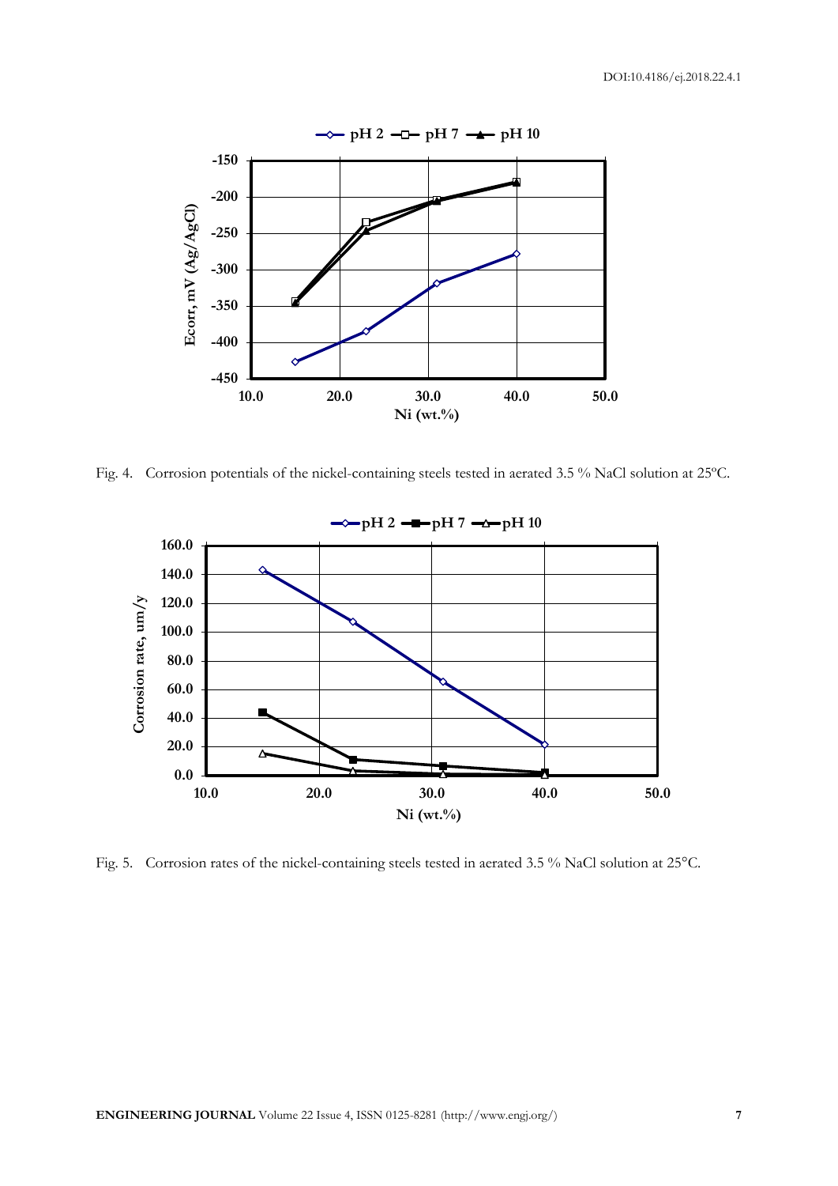Fig. 4. Corrosion potentials of the nickel-containing steels tested in aerated 3.5 % NaCl solution at 25ºC.

Fig. 5. Corrosion rates of the nickel-containing steels tested in aerated 3.5 % NaCl solution at 25°C.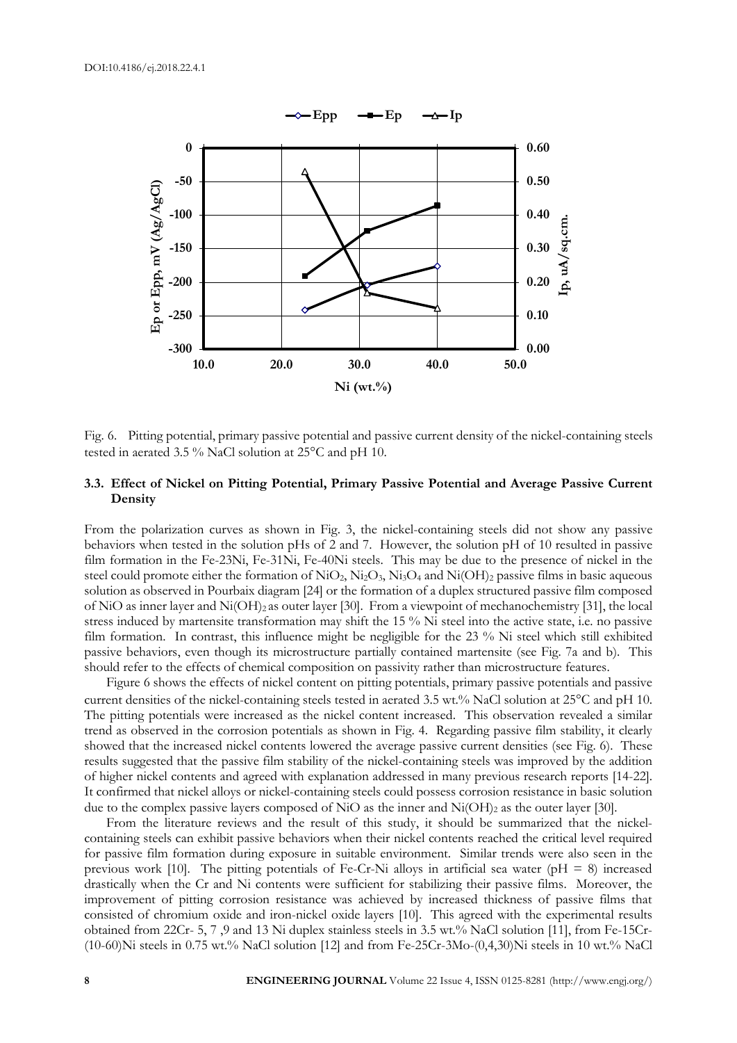Fig. 6. Pitting potential, primary passive potential and passive current density of the nickel-containing steels tested in aerated 3.5 % NaCl solution at 25°C and pH 10.

### 3.3. Effect of Nickel on Pitting Potential, Primary Passive Potential and Average Passive Current Density

From the polarization curves as shown in Fig. 3, the nickel-containing steels did not show any passive behaviors when tested in the solution pHs of 2 and 7. However, the solution pH of 10 resulted in passive film formation in the Fe-23Ni, Fe-31Ni, Fe-40Ni steels. This may be due to the presence of nickel in the steel could promote either the formation of $NiO_2$, $Ni_2O_3$, $Ni_3O_4$ and $Ni(OH)_2$ passive films in basic aqueous solution as observed in Pourbaix diagram [24] or the formation of a duplex structured passive film composed of NiO as inner layer and $Ni(OH)_2$ as outer layer [30]. From a viewpoint of mechanochemistry [31], the local stress induced by martensite transformation may shift the 15 % Ni steel into the active state, i.e. no passive film formation. In contrast, this influence might be negligible for the 23 % Ni steel which still exhibited passive behaviors, even though its microstructure partially contained martensite (see Fig. 7a and b). This should refer to the effects of chemical composition on passivity rather than microstructure features.

Figure 6 shows the effects of nickel content on pitting potentials, primary passive potentials and passive current densities of the nickel-containing steels tested in aerated 3.5 wt.% NaCl solution at 25°C and pH 10. The pitting potentials were increased as the nickel content increased. This observation revealed a similar trend as observed in the corrosion potentials as shown in Fig. 4. Regarding passive film stability, it clearly showed that the increased nickel contents lowered the average passive current densities (see Fig. 6). These results suggested that the passive film stability of the nickel-containing steels was improved by the addition of higher nickel contents and agreed with explanation addressed in many previous research reports [14-22]. It confirmed that nickel alloys or nickel-containing steels could possess corrosion resistance in basic solution due to the complex passive layers composed of NiO as the inner and $Ni(OH)_2$ as the outer layer [30].

From the literature reviews and the result of this study, it should be summarized that the nickel-containing steels can exhibit passive behaviors when their nickel contents reached the critical level required for passive film formation during exposure in suitable environment. Similar trends were also seen in the previous work [10]. The pitting potentials of Fe-Cr-Ni alloys in artificial sea water (pH = 8) increased drastically when the Cr and Ni contents were sufficient for stabilizing their passive films. Moreover, the improvement of pitting corrosion resistance was achieved by increased thickness of passive films that consisted of chromium oxide and iron-nickel oxide layers [10]. This agreed with the experimental results obtained from 22Cr- 5, 7 ,9 and 13 Ni duplex stainless steels in 3.5 wt.% NaCl solution [11], from Fe-15Cr-(10-60)Ni steels in 0.75 wt.% NaCl solution [12] and from Fe-25Cr-3Mo-(0,4,30)Ni steels in 10 wt.% NaCl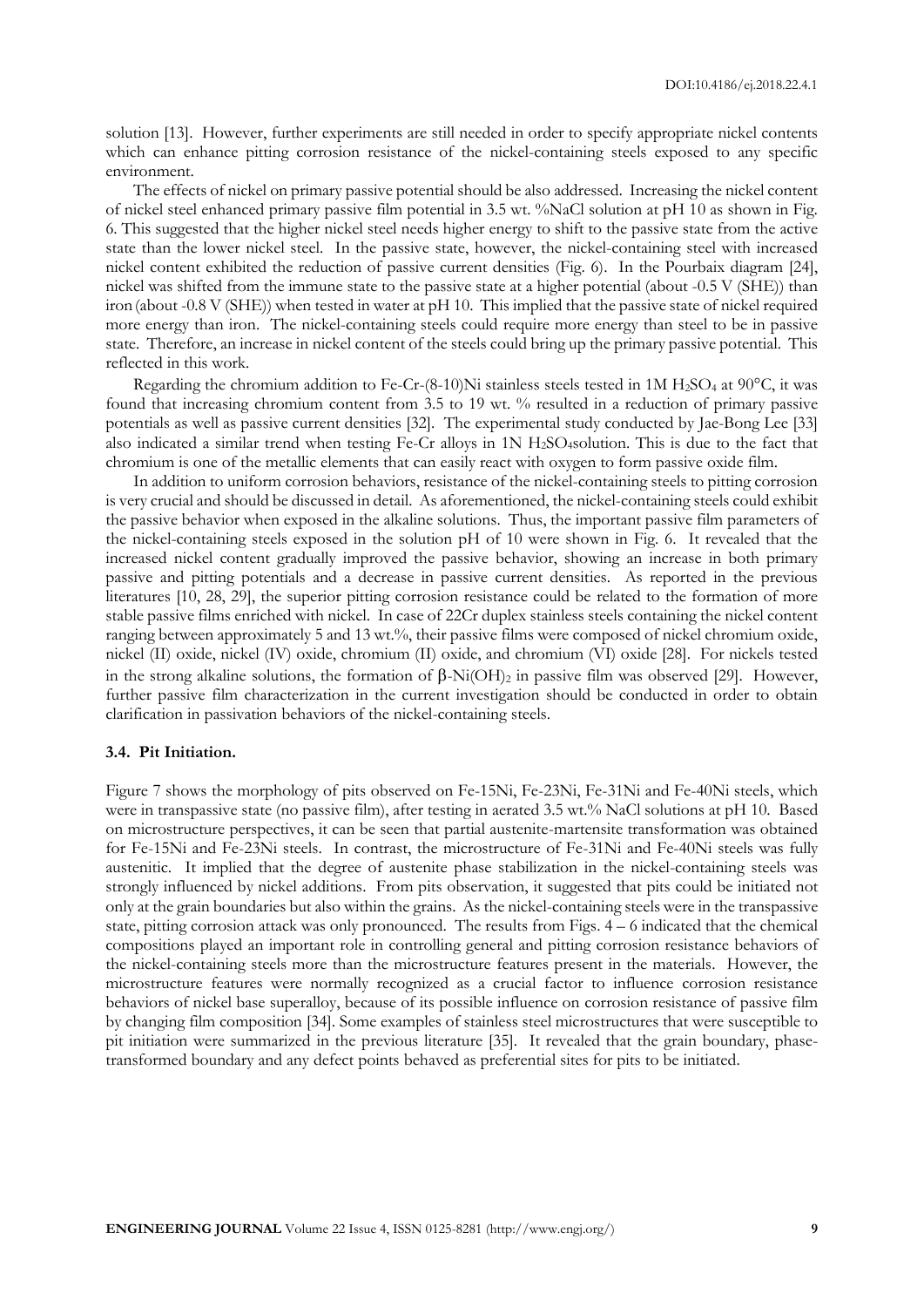solution [13]. However, further experiments are still needed in order to specify appropriate nickel contents which can enhance pitting corrosion resistance of the nickel-containing steels exposed to any specific environment.

The effects of nickel on primary passive potential should be also addressed. Increasing the nickel content of nickel steel enhanced primary passive film potential in 3.5 wt. %NaCl solution at pH 10 as shown in Fig. 6. This suggested that the higher nickel steel needs higher energy to shift to the passive state from the active state than the lower nickel steel. In the passive state, however, the nickel-containing steel with increased nickel content exhibited the reduction of passive current densities (Fig. 6). In the Pourbaix diagram [24], nickel was shifted from the immune state to the passive state at a higher potential (about -0.5 V (SHE)) than iron (about -0.8 V (SHE)) when tested in water at pH 10. This implied that the passive state of nickel required more energy than iron. The nickel-containing steels could require more energy than steel to be in passive state. Therefore, an increase in nickel content of the steels could bring up the primary passive potential. This reflected in this work.

Regarding the chromium addition to Fe-Cr-(8-10)Ni stainless steels tested in 1M $H_2SO_4$ at 90°C, it was found that increasing chromium content from 3.5 to 19 wt. % resulted in a reduction of primary passive potentials as well as passive current densities [32]. The experimental study conducted by Jae-Bong Lee [33] also indicated a similar trend when testing Fe-Cr alloys in 1N $H_2SO_4$solution. This is due to the fact that chromium is one of the metallic elements that can easily react with oxygen to form passive oxide film.

In addition to uniform corrosion behaviors, resistance of the nickel-containing steels to pitting corrosion is very crucial and should be discussed in detail. As aforementioned, the nickel-containing steels could exhibit the passive behavior when exposed in the alkaline solutions. Thus, the important passive film parameters of the nickel-containing steels exposed in the solution pH of 10 were shown in Fig. 6. It revealed that the increased nickel content gradually improved the passive behavior, showing an increase in both primary passive and pitting potentials and a decrease in passive current densities. As reported in the previous literatures [10, 28, 29], the superior pitting corrosion resistance could be related to the formation of more stable passive films enriched with nickel. In case of 22Cr duplex stainless steels containing the nickel content ranging between approximately 5 and 13 wt.%, their passive films were composed of nickel chromium oxide, nickel (II) oxide, nickel (IV) oxide, chromium (II) oxide, and chromium (VI) oxide [28]. For nickels tested in the strong alkaline solutions, the formation of $\beta$-$Ni(OH)_2$ in passive film was observed [29]. However, further passive film characterization in the current investigation should be conducted in order to obtain clarification in passivation behaviors of the nickel-containing steels.

### 3.4. Pit Initiation.

Figure 7 shows the morphology of pits observed on Fe-15Ni, Fe-23Ni, Fe-31Ni and Fe-40Ni steels, which were in transpassive state (no passive film), after testing in aerated 3.5 wt.% NaCl solutions at pH 10. Based on microstructure perspectives, it can be seen that partial austenite-martensite transformation was obtained for Fe-15Ni and Fe-23Ni steels. In contrast, the microstructure of Fe-31Ni and Fe-40Ni steels was fully austenitic. It implied that the degree of austenite phase stabilization in the nickel-containing steels was strongly influenced by nickel additions. From pits observation, it suggested that pits could be initiated not only at the grain boundaries but also within the grains. As the nickel-containing steels were in the transpassive state, pitting corrosion attack was only pronounced. The results from Figs. 4 – 6 indicated that the chemical compositions played an important role in controlling general and pitting corrosion resistance behaviors of the nickel-containing steels more than the microstructure features present in the materials. However, the microstructure features were normally recognized as a crucial factor to influence corrosion resistance behaviors of nickel base superalloy, because of its possible influence on corrosion resistance of passive film by changing film composition [34]. Some examples of stainless steel microstructures that were susceptible to pit initiation were summarized in the previous literature [35]. It revealed that the grain boundary, phase-transformed boundary and any defect points behaved as preferential sites for pits to be initiated.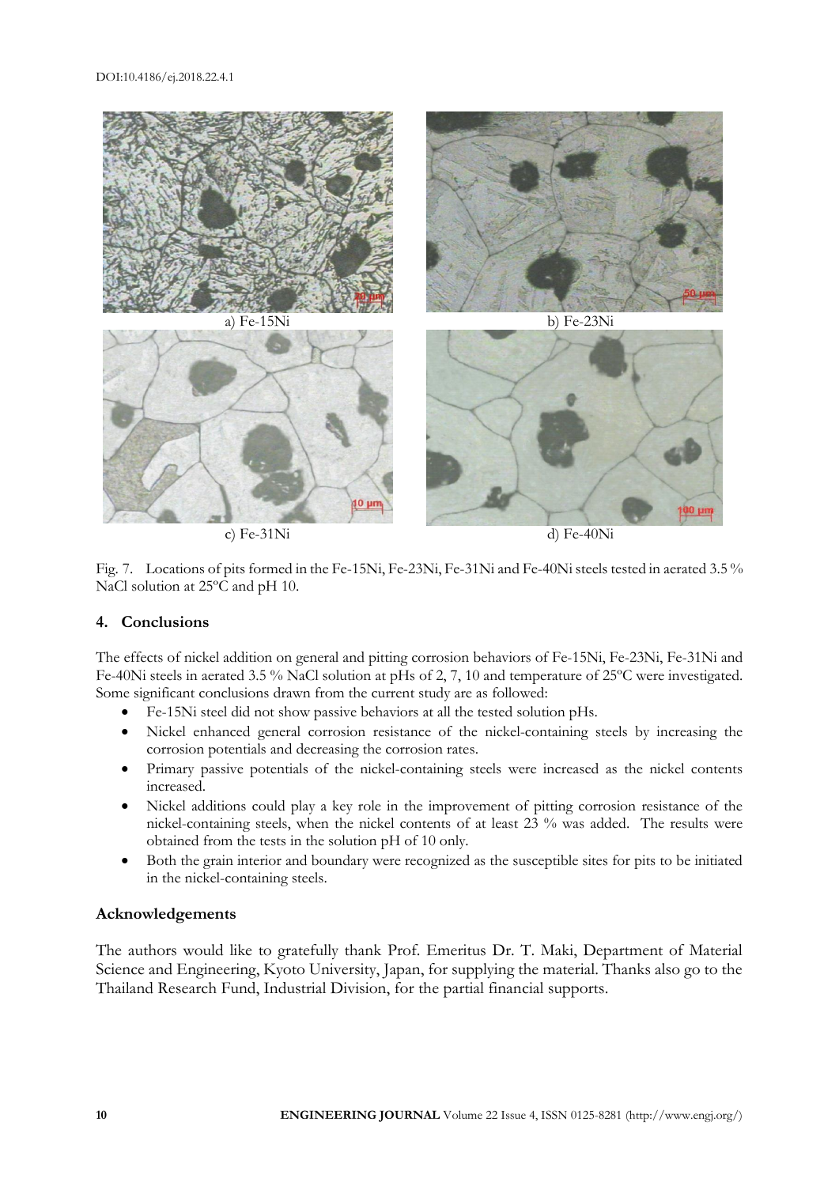a) Fe-15Ni

b) Fe-23Ni

c) Fe-31Ni

d) Fe-40Ni

Fig. 7. Locations of pits formed in the Fe-15Ni, Fe-23Ni, Fe-31Ni and Fe-40Ni steels tested in aerated 3.5 % NaCl solution at 25ºC and pH 10.

## 4. Conclusions

The effects of nickel addition on general and pitting corrosion behaviors of Fe-15Ni, Fe-23Ni, Fe-31Ni and Fe-40Ni steels in aerated 3.5 % NaCl solution at pHs of 2, 7, 10 and temperature of 25ºC were investigated. Some significant conclusions drawn from the current study are as followed:

- Fe-15Ni steel did not show passive behaviors at all the tested solution pHs.
- Nickel enhanced general corrosion resistance of the nickel-containing steels by increasing the corrosion potentials and decreasing the corrosion rates.
- Primary passive potentials of the nickel-containing steels were increased as the nickel contents increased.
- Nickel additions could play a key role in the improvement of pitting corrosion resistance of the nickel-containing steels, when the nickel contents of at least 23 % was added. The results were obtained from the tests in the solution pH of 10 only.
- Both the grain interior and boundary were recognized as the susceptible sites for pits to be initiated in the nickel-containing steels.

## Acknowledgements

The authors would like to gratefully thank Prof. Emeritus Dr. T. Maki, Department of Material Science and Engineering, Kyoto University, Japan, for supplying the material. Thanks also go to the Thailand Research Fund, Industrial Division, for the partial financial supports.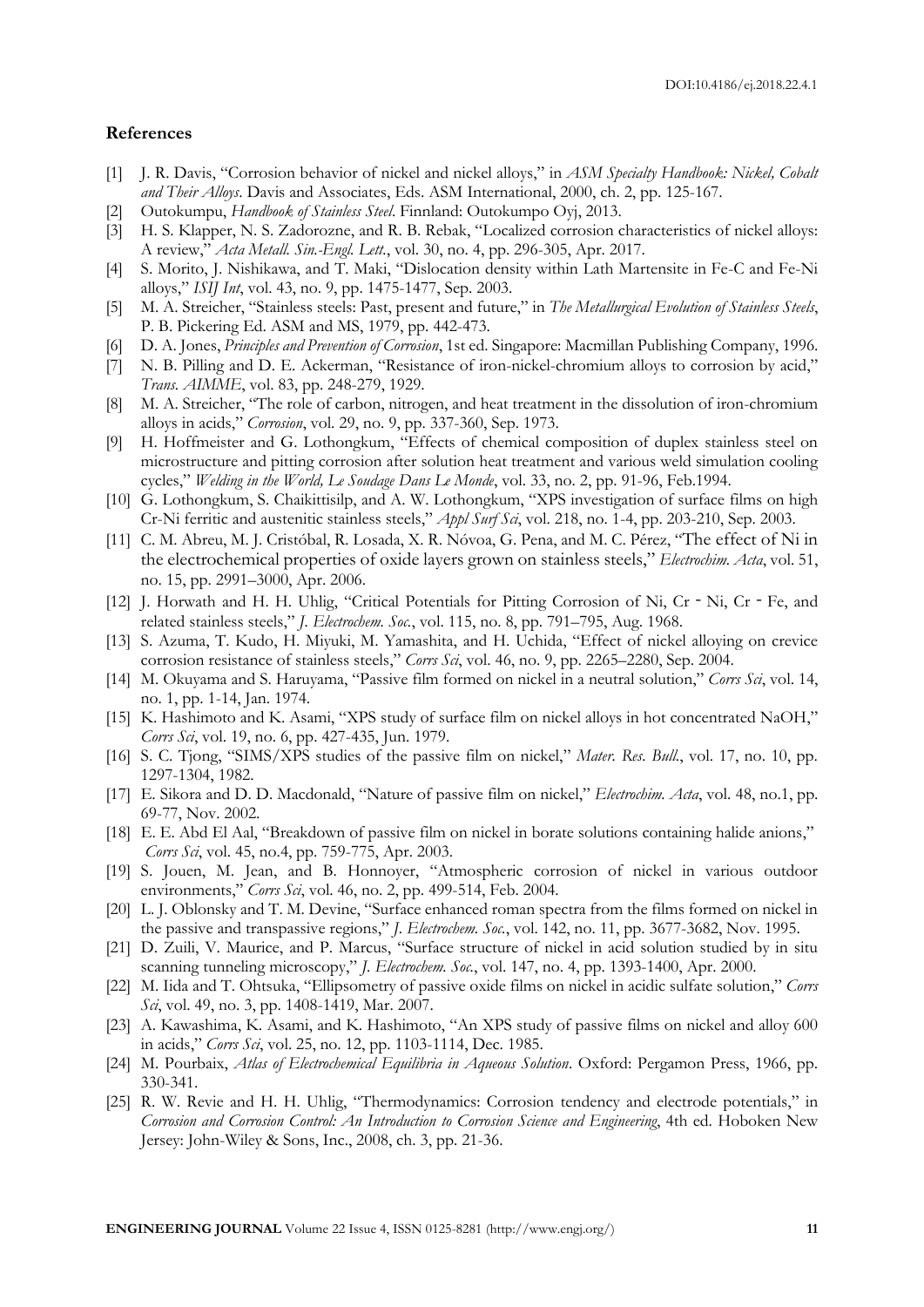## References

[1] J. R. Davis, "Corrosion behavior of nickel and nickel alloys," in *ASM Specialty Handbook: Nickel, Cobalt and Their Alloys*. Davis and Associates, Eds. ASM International, 2000, ch. 2, pp. 125-167.

[2] Outokumpu, *Handbook of Stainless Steel*. Finnland: Outokumpo Oyj, 2013.

[3] H. S. Klapper, N. S. Zadorozne, and R. B. Rebak, "Localized corrosion characteristics of nickel alloys: A review," *Acta Metall. Sin.-Engl. Lett.*, vol. 30, no. 4, pp. 296-305, Apr. 2017.

[4] S. Morito, J. Nishikawa, and T. Maki, "Dislocation density within Lath Martensite in Fe-C and Fe-Ni alloys," *ISIJ Int*, vol. 43, no. 9, pp. 1475-1477, Sep. 2003.

[5] M. A. Streicher, "Stainless steels: Past, present and future," in *The Metallurgical Evolution of Stainless Steels*, P. B. Pickering Ed. ASM and MS, 1979, pp. 442-473.

[6] D. A. Jones, *Principles and Prevention of Corrosion*, 1st ed. Singapore: Macmillan Publishing Company, 1996.

[7] N. B. Pilling and D. E. Ackerman, "Resistance of iron-nickel-chromium alloys to corrosion by acid," *Trans. AIMME*, vol. 83, pp. 248-279, 1929.

[8] M. A. Streicher, "The role of carbon, nitrogen, and heat treatment in the dissolution of iron-chromium alloys in acids," *Corrosion*, vol. 29, no. 9, pp. 337-360, Sep. 1973.

[9] H. Hoffmeister and G. Lothongkum, "Effects of chemical composition of duplex stainless steel on microstructure and pitting corrosion after solution heat treatment and various weld simulation cooling cycles," *Welding in the World, Le Soudage Dans Le Monde*, vol. 33, no. 2, pp. 91-96, Feb.1994.

[10] G. Lothongkum, S. Chaikittisilp, and A. W. Lothongkum, "XPS investigation of surface films on high Cr-Ni ferritic and austenitic stainless steels," *Appl Surf Sci*, vol. 218, no. 1-4, pp. 203-210, Sep. 2003.

[11] C. M. Abreu, M. J. Cristóbal, R. Losada, X. R. Nóvoa, G. Pena, and M. C. Pérez, "The effect of Ni in the electrochemical properties of oxide layers grown on stainless steels," *Electrochim. Acta*, vol. 51, no. 15, pp. 2991–3000, Apr. 2006.

[12] J. Horwath and H. H. Uhlig, "Critical Potentials for Pitting Corrosion of Ni, Cr - Ni, Cr - Fe, and related stainless steels," *J. Electrochem. Soc.*, vol. 115, no. 8, pp. 791–795, Aug. 1968.

[13] S. Azuma, T. Kudo, H. Miyuki, M. Yamashita, and H. Uchida, "Effect of nickel alloying on crevice corrosion resistance of stainless steels," *Corrs Sci*, vol. 46, no. 9, pp. 2265–2280, Sep. 2004.

[14] M. Okuyama and S. Haruyama, "Passive film formed on nickel in a neutral solution," *Corrs Sci*, vol. 14, no. 1, pp. 1-14, Jan. 1974.

[15] K. Hashimoto and K. Asami, "XPS study of surface film on nickel alloys in hot concentrated NaOH," *Corrs Sci*, vol. 19, no. 6, pp. 427-435, Jun. 1979.

[16] S. C. Tjong, "SIMS/XPS studies of the passive film on nickel," *Mater. Res. Bull.*, vol. 17, no. 10, pp. 1297-1304, 1982.

[17] E. Sikora and D. D. Macdonald, "Nature of passive film on nickel," *Electrochim. Acta*, vol. 48, no.1, pp. 69-77, Nov. 2002.

[18] E. E. Abd El Aal, "Breakdown of passive film on nickel in borate solutions containing halide anions," *Corrs Sci*, vol. 45, no.4, pp. 759-775, Apr. 2003.

[19] S. Jouen, M. Jean, and B. Honnoyer, "Atmospheric corrosion of nickel in various outdoor environments," *Corrs Sci*, vol. 46, no. 2, pp. 499-514, Feb. 2004.

[20] L. J. Oblonsky and T. M. Devine, "Surface enhanced roman spectra from the films formed on nickel in the passive and transpassive regions," *J. Electrochem. Soc.*, vol. 142, no. 11, pp. 3677-3682, Nov. 1995.

[21] D. Zuili, V. Maurice, and P. Marcus, "Surface structure of nickel in acid solution studied by in situ scanning tunneling microscopy," *J. Electrochem. Soc.*, vol. 147, no. 4, pp. 1393-1400, Apr. 2000.

[22] M. Iida and T. Ohtsuka, "Ellipsometry of passive oxide films on nickel in acidic sulfate solution," *Corrs Sci*, vol. 49, no. 3, pp. 1408-1419, Mar. 2007.

[23] A. Kawashima, K. Asami, and K. Hashimoto, "An XPS study of passive films on nickel and alloy 600 in acids," *Corrs Sci*, vol. 25, no. 12, pp. 1103-1114, Dec. 1985.

[24] M. Pourbaix, *Atlas of Electrochemical Equilibria in Aqueous Solution*. Oxford: Pergamon Press, 1966, pp. 330-341.

[25] R. W. Revie and H. H. Uhlig, "Thermodynamics: Corrosion tendency and electrode potentials," in *Corrosion and Corrosion Control: An Introduction to Corrosion Science and Engineering*, 4th ed. Hoboken New Jersey: John-Wiley & Sons, Inc., 2008, ch. 3, pp. 21-36.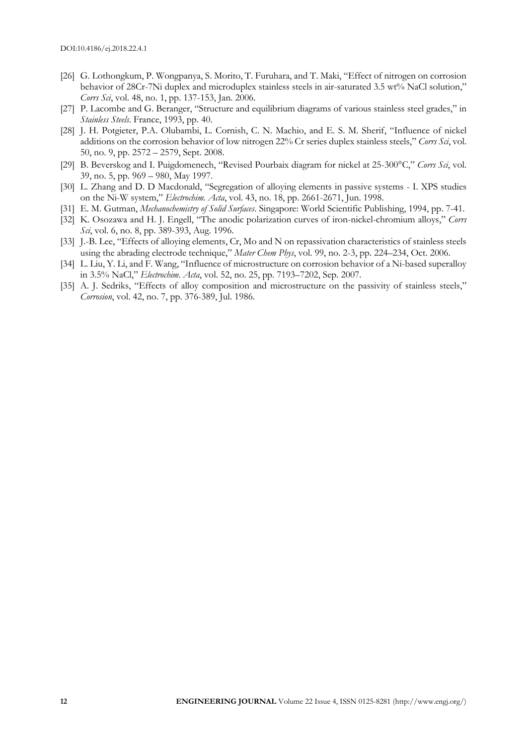[26] G. Lothongkum, P. Wongpanya, S. Morito, T. Furuhara, and T. Maki, "Effect of nitrogen on corrosion behavior of 28Cr-7Ni duplex and microduplex stainless steels in air-saturated 3.5 wt% NaCl solution," *Corrs Sci*, vol. 48, no. 1, pp. 137-153, Jan. 2006.

[27] P. Lacombe and G. Beranger, "Structure and equilibrium diagrams of various stainless steel grades," in *Stainless Steels*. France, 1993, pp. 40.

[28] J. H. Potgieter, P.A. Olubambi, L. Cornish, C. N. Machio, and E. S. M. Sherif, "Influence of nickel additions on the corrosion behavior of low nitrogen 22% Cr series duplex stainless steels," *Corrs Sci*, vol. 50, no. 9, pp. 2572 – 2579, Sept. 2008.

[29] B. Beverskog and I. Puigdomenech, "Revised Pourbaix diagram for nickel at 25-300°C," *Corrs Sci*, vol. 39, no. 5, pp. 969 – 980, May 1997.

[30] L. Zhang and D. D Macdonald, "Segregation of alloying elements in passive systems - I. XPS studies on the Ni-W system," *Electrochim. Acta*, vol. 43, no. 18, pp. 2661-2671, Jun. 1998.

[31] E. M. Gutman, *Mechanochemistry of Solid Surfaces*. Singapore: World Scientific Publishing, 1994, pp. 7-41.

[32] K. Osozawa and H. J. Engell, "The anodic polarization curves of iron-nickel-chromium alloys," *Corrs Sci*, vol. 6, no. 8, pp. 389-393, Aug. 1996.

[33] J.-B. Lee, "Effects of alloying elements, Cr, Mo and N on repassivation characteristics of stainless steels using the abrading electrode technique," *Mater Chem Phys*, vol. 99, no. 2-3, pp. 224–234, Oct. 2006.

[34] L. Liu, Y. Li, and F. Wang, "Influence of microstructure on corrosion behavior of a Ni-based superalloy in 3.5% NaCl," *Electrochim. Acta*, vol. 52, no. 25, pp. 7193–7202, Sep. 2007.

[35] A. J. Sedriks, "Effects of alloy composition and microstructure on the passivity of stainless steels," *Corrosion*, vol. 42, no. 7, pp. 376-389, Jul. 1986.